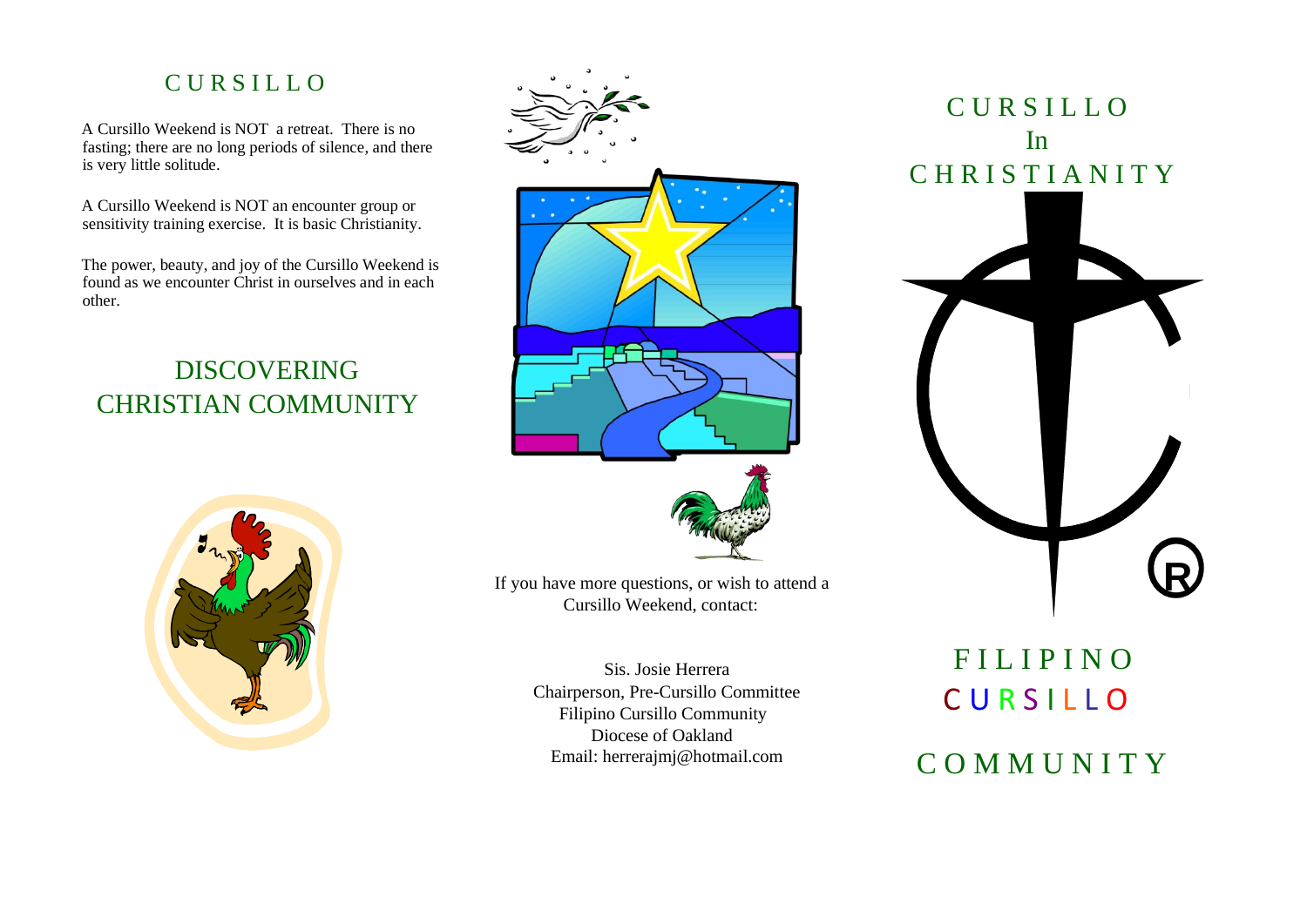# CURSILLO

A Cursillo Weekend is NOT a retreat. There is no fasting; there are no long periods of silence, and there is very little solitude.

A Cursillo Weekend is NOT an encounter group or sensitivity training exercise. It is basic Christianity.

The power, beauty, and joy of the Cursillo Weekend is found as we encounter Christ in ourselves and in each other.

## DISCOVERING CHRISTIAN COMMUNITY

If you have more questions, or wish to attend a Cursillo Weekend, contact:

Sis. Josie Herrera
Chairperson, Pre-Cursillo Committee
Filipino Cursillo Community
Diocese of Oakland
Email: herrerajmj@hotmail.com

# CURSILLO In CHRISTIANITY

®

# FILIPINO CURSILLO COMMUNITY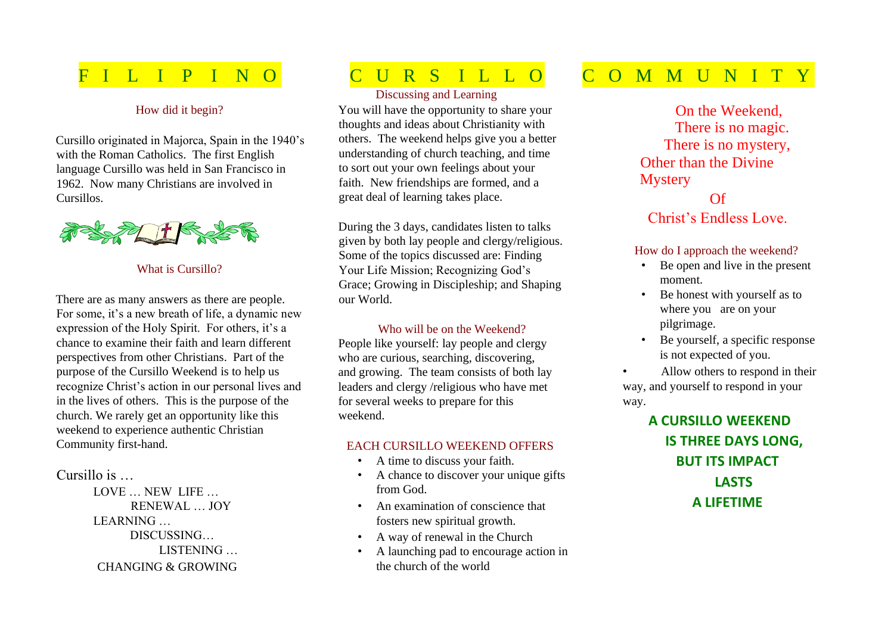# F I L I P I N O   C U R S I L L O   C O M M U N I T Y

### How did it begin?

Cursillo originated in Majorca, Spain in the 1940's with the Roman Catholics. The first English language Cursillo was held in San Francisco in 1962. Now many Christians are involved in Cursillos.

### What is Cursillo?

There are as many answers as there are people. For some, it's a new breath of life, a dynamic new expression of the Holy Spirit. For others, it's a chance to examine their faith and learn different perspectives from other Christians. Part of the purpose of the Cursillo Weekend is to help us recognize Christ's action in our personal lives and in the lives of others. This is the purpose of the church. We rarely get an opportunity like this weekend to experience authentic Christian Community first-hand.

Cursillo is …

LOVE … NEW LIFE …
RENEWAL … JOY
LEARNING …
DISCUSSING…
LISTENING …
CHANGING & GROWING

### Discussing and Learning

You will have the opportunity to share your thoughts and ideas about Christianity with others. The weekend helps give you a better understanding of church teaching, and time to sort out your own feelings about your faith. New friendships are formed, and a great deal of learning takes place.

During the 3 days, candidates listen to talks given by both lay people and clergy/religious. Some of the topics discussed are: Finding Your Life Mission; Recognizing God's Grace; Growing in Discipleship; and Shaping our World.

### Who will be on the Weekend?

People like yourself: lay people and clergy who are curious, searching, discovering, and growing. The team consists of both lay leaders and clergy /religious who have met for several weeks to prepare for this weekend.

### EACH CURSILLO WEEKEND OFFERS

- A time to discuss your faith.
- A chance to discover your unique gifts from God.
- An examination of conscience that fosters new spiritual growth.
- A way of renewal in the Church
- A launching pad to encourage action in the church of the world

On the Weekend,
There is no magic.
There is no mystery,
Other than the Divine Mystery
Of
Christ's Endless Love.

### How do I approach the weekend?

- Be open and live in the present moment.
- Be honest with yourself as to where you are on your pilgrimage.
- Be yourself, a specific response is not expected of you.
- Allow others to respond in their way, and yourself to respond in your way.

**A CURSILLO WEEKEND IS THREE DAYS LONG, BUT ITS IMPACT LASTS A LIFETIME**